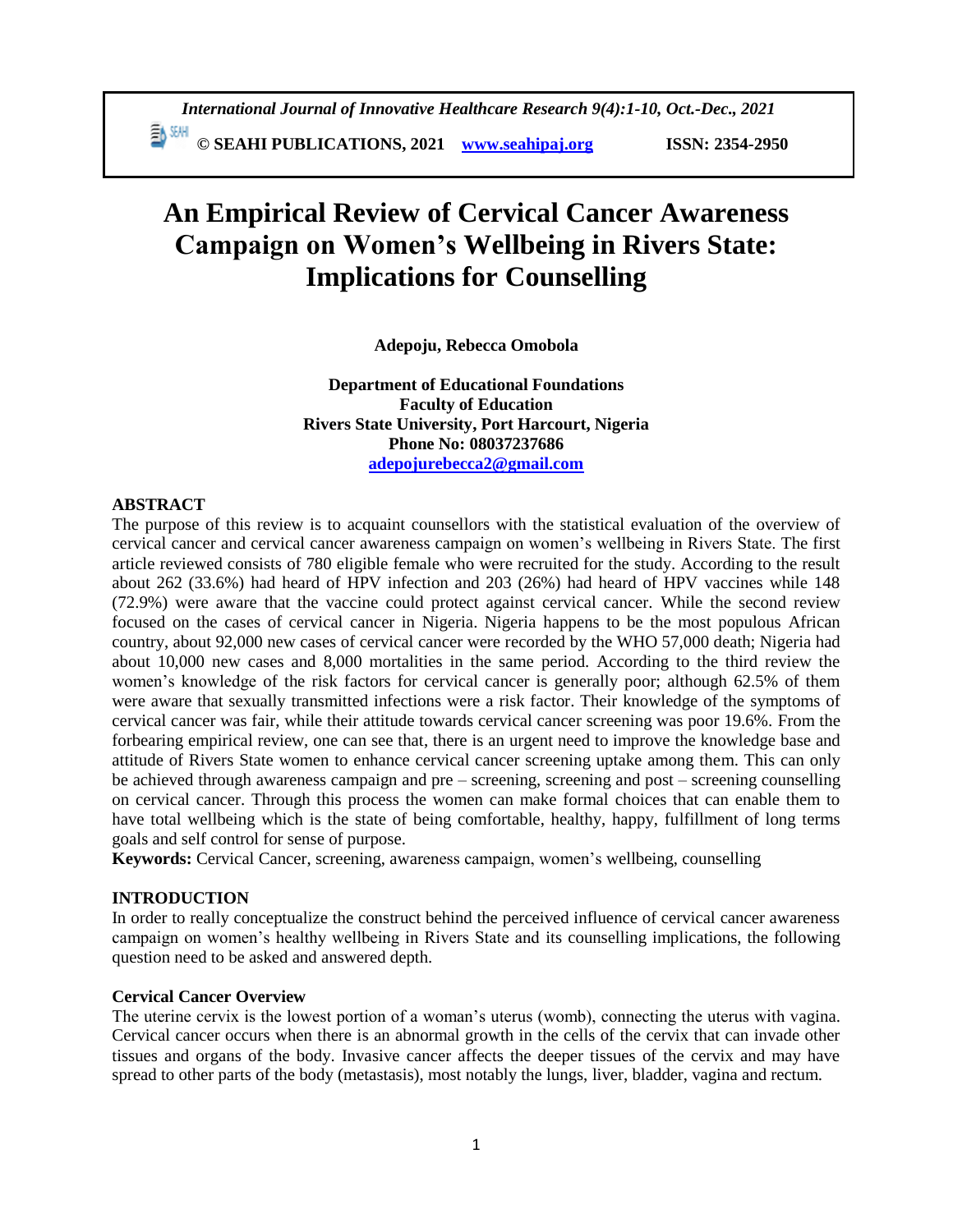# An Empirical Review of Cervical Cancer Awareness Campaign on Women's Wellbeing in Rivers State: Implications for Counselling

**Adepoju, Rebecca Omobola**

**Department of Educational Foundations**
**Faculty of Education**
**Rivers State University, Port Harcourt, Nigeria**
**Phone No: 08037237686**
**adepojurebecca2@gmail.com**

## ABSTRACT

The purpose of this review is to acquaint counsellors with the statistical evaluation of the overview of cervical cancer and cervical cancer awareness campaign on women's wellbeing in Rivers State. The first article reviewed consists of 780 eligible female who were recruited for the study. According to the result about 262 (33.6%) had heard of HPV infection and 203 (26%) had heard of HPV vaccines while 148 (72.9%) were aware that the vaccine could protect against cervical cancer. While the second review focused on the cases of cervical cancer in Nigeria. Nigeria happens to be the most populous African country, about 92,000 new cases of cervical cancer were recorded by the WHO 57,000 death; Nigeria had about 10,000 new cases and 8,000 mortalities in the same period. According to the third review the women's knowledge of the risk factors for cervical cancer is generally poor; although 62.5% of them were aware that sexually transmitted infections were a risk factor. Their knowledge of the symptoms of cervical cancer was fair, while their attitude towards cervical cancer screening was poor 19.6%. From the forbearing empirical review, one can see that, there is an urgent need to improve the knowledge base and attitude of Rivers State women to enhance cervical cancer screening uptake among them. This can only be achieved through awareness campaign and pre – screening, screening and post – screening counselling on cervical cancer. Through this process the women can make formal choices that can enable them to have total wellbeing which is the state of being comfortable, healthy, happy, fulfillment of long terms goals and self control for sense of purpose.

**Keywords:** Cervical Cancer, screening, awareness campaign, women's wellbeing, counselling

## INTRODUCTION

In order to really conceptualize the construct behind the perceived influence of cervical cancer awareness campaign on women's healthy wellbeing in Rivers State and its counselling implications, the following question need to be asked and answered depth.

### Cervical Cancer Overview

The uterine cervix is the lowest portion of a woman's uterus (womb), connecting the uterus with vagina. Cervical cancer occurs when there is an abnormal growth in the cells of the cervix that can invade other tissues and organs of the body. Invasive cancer affects the deeper tissues of the cervix and may have spread to other parts of the body (metastasis), most notably the lungs, liver, bladder, vagina and rectum.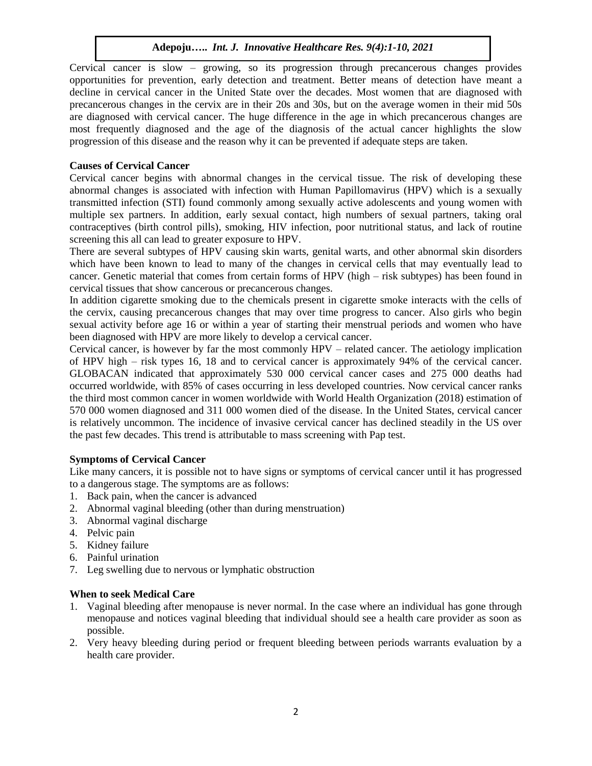Cervical cancer is slow – growing, so its progression through precancerous changes provides opportunities for prevention, early detection and treatment. Better means of detection have meant a decline in cervical cancer in the United State over the decades. Most women that are diagnosed with precancerous changes in the cervix are in their 20s and 30s, but on the average women in their mid 50s are diagnosed with cervical cancer. The huge difference in the age in which precancerous changes are most frequently diagnosed and the age of the diagnosis of the actual cancer highlights the slow progression of this disease and the reason why it can be prevented if adequate steps are taken.

### Causes of Cervical Cancer

Cervical cancer begins with abnormal changes in the cervical tissue. The risk of developing these abnormal changes is associated with infection with Human Papillomavirus (HPV) which is a sexually transmitted infection (STI) found commonly among sexually active adolescents and young women with multiple sex partners. In addition, early sexual contact, high numbers of sexual partners, taking oral contraceptives (birth control pills), smoking, HIV infection, poor nutritional status, and lack of routine screening this all can lead to greater exposure to HPV.

There are several subtypes of HPV causing skin warts, genital warts, and other abnormal skin disorders which have been known to lead to many of the changes in cervical cells that may eventually lead to cancer. Genetic material that comes from certain forms of HPV (high – risk subtypes) has been found in cervical tissues that show cancerous or precancerous changes.

In addition cigarette smoking due to the chemicals present in cigarette smoke interacts with the cells of the cervix, causing precancerous changes that may over time progress to cancer. Also girls who begin sexual activity before age 16 or within a year of starting their menstrual periods and women who have been diagnosed with HPV are more likely to develop a cervical cancer.

Cervical cancer, is however by far the most commonly HPV – related cancer. The aetiology implication of HPV high – risk types 16, 18 and to cervical cancer is approximately 94% of the cervical cancer. GLOBACAN indicated that approximately 530 000 cervical cancer cases and 275 000 deaths had occurred worldwide, with 85% of cases occurring in less developed countries. Now cervical cancer ranks the third most common cancer in women worldwide with World Health Organization (2018) estimation of 570 000 women diagnosed and 311 000 women died of the disease. In the United States, cervical cancer is relatively uncommon. The incidence of invasive cervical cancer has declined steadily in the US over the past few decades. This trend is attributable to mass screening with Pap test.

### Symptoms of Cervical Cancer

Like many cancers, it is possible not to have signs or symptoms of cervical cancer until it has progressed to a dangerous stage. The symptoms are as follows:

1. Back pain, when the cancer is advanced
2. Abnormal vaginal bleeding (other than during menstruation)
3. Abnormal vaginal discharge
4. Pelvic pain
5. Kidney failure
6. Painful urination
7. Leg swelling due to nervous or lymphatic obstruction

### When to seek Medical Care

1. Vaginal bleeding after menopause is never normal. In the case where an individual has gone through menopause and notices vaginal bleeding that individual should see a health care provider as soon as possible.
2. Very heavy bleeding during period or frequent bleeding between periods warrants evaluation by a health care provider.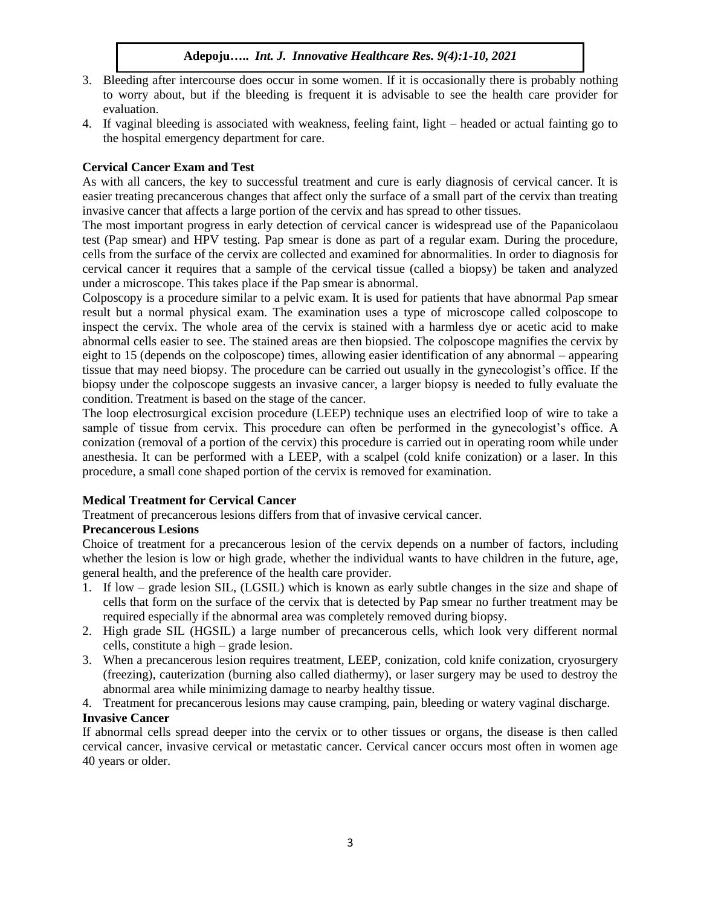3. Bleeding after intercourse does occur in some women. If it is occasionally there is probably nothing to worry about, but if the bleeding is frequent it is advisable to see the health care provider for evaluation.
4. If vaginal bleeding is associated with weakness, feeling faint, light – headed or actual fainting go to the hospital emergency department for care.

**Cervical Cancer Exam and Test**

As with all cancers, the key to successful treatment and cure is early diagnosis of cervical cancer. It is easier treating precancerous changes that affect only the surface of a small part of the cervix than treating invasive cancer that affects a large portion of the cervix and has spread to other tissues.

The most important progress in early detection of cervical cancer is widespread use of the Papanicolaou test (Pap smear) and HPV testing. Pap smear is done as part of a regular exam. During the procedure, cells from the surface of the cervix are collected and examined for abnormalities. In order to diagnosis for cervical cancer it requires that a sample of the cervical tissue (called a biopsy) be taken and analyzed under a microscope. This takes place if the Pap smear is abnormal.

Colposcopy is a procedure similar to a pelvic exam. It is used for patients that have abnormal Pap smear result but a normal physical exam. The examination uses a type of microscope called colposcope to inspect the cervix. The whole area of the cervix is stained with a harmless dye or acetic acid to make abnormal cells easier to see. The stained areas are then biopsied. The colposcope magnifies the cervix by eight to 15 (depends on the colposcope) times, allowing easier identification of any abnormal – appearing tissue that may need biopsy. The procedure can be carried out usually in the gynecologist's office. If the biopsy under the colposcope suggests an invasive cancer, a larger biopsy is needed to fully evaluate the condition. Treatment is based on the stage of the cancer.

The loop electrosurgical excision procedure (LEEP) technique uses an electrified loop of wire to take a sample of tissue from cervix. This procedure can often be performed in the gynecologist's office. A conization (removal of a portion of the cervix) this procedure is carried out in operating room while under anesthesia. It can be performed with a LEEP, with a scalpel (cold knife conization) or a laser. In this procedure, a small cone shaped portion of the cervix is removed for examination.

**Medical Treatment for Cervical Cancer**

Treatment of precancerous lesions differs from that of invasive cervical cancer.

**Precancerous Lesions**

Choice of treatment for a precancerous lesion of the cervix depends on a number of factors, including whether the lesion is low or high grade, whether the individual wants to have children in the future, age, general health, and the preference of the health care provider.

1. If low – grade lesion SIL, (LGSIL) which is known as early subtle changes in the size and shape of cells that form on the surface of the cervix that is detected by Pap smear no further treatment may be required especially if the abnormal area was completely removed during biopsy.
2. High grade SIL (HGSIL) a large number of precancerous cells, which look very different normal cells, constitute a high – grade lesion.
3. When a precancerous lesion requires treatment, LEEP, conization, cold knife conization, cryosurgery (freezing), cauterization (burning also called diathermy), or laser surgery may be used to destroy the abnormal area while minimizing damage to nearby healthy tissue.
4. Treatment for precancerous lesions may cause cramping, pain, bleeding or watery vaginal discharge.

**Invasive Cancer**

If abnormal cells spread deeper into the cervix or to other tissues or organs, the disease is then called cervical cancer, invasive cervical or metastatic cancer. Cervical cancer occurs most often in women age 40 years or older.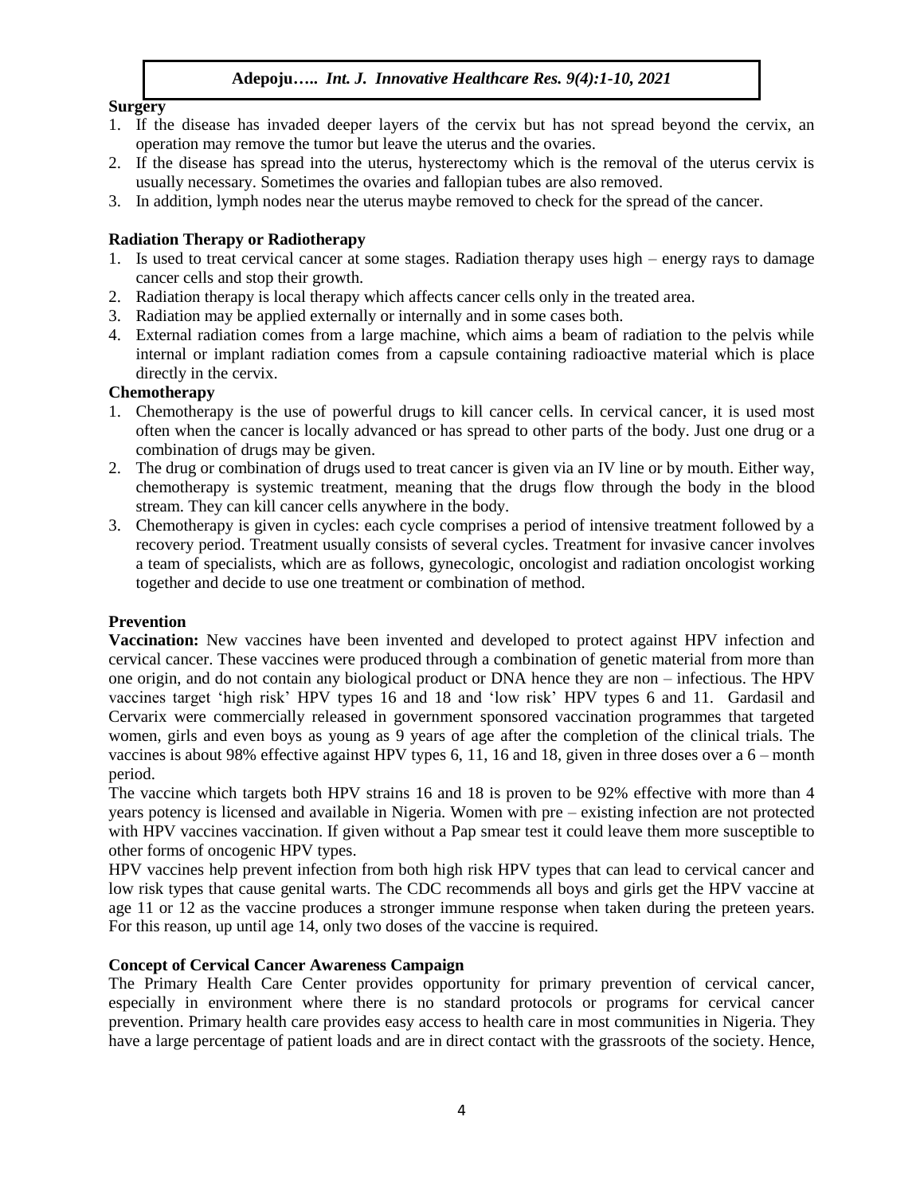**Surgery**

1. If the disease has invaded deeper layers of the cervix but has not spread beyond the cervix, an operation may remove the tumor but leave the uterus and the ovaries.
2. If the disease has spread into the uterus, hysterectomy which is the removal of the uterus cervix is usually necessary. Sometimes the ovaries and fallopian tubes are also removed.
3. In addition, lymph nodes near the uterus maybe removed to check for the spread of the cancer.

**Radiation Therapy or Radiotherapy**

1. Is used to treat cervical cancer at some stages. Radiation therapy uses high – energy rays to damage cancer cells and stop their growth.
2. Radiation therapy is local therapy which affects cancer cells only in the treated area.
3. Radiation may be applied externally or internally and in some cases both.
4. External radiation comes from a large machine, which aims a beam of radiation to the pelvis while internal or implant radiation comes from a capsule containing radioactive material which is place directly in the cervix.

**Chemotherapy**

1. Chemotherapy is the use of powerful drugs to kill cancer cells. In cervical cancer, it is used most often when the cancer is locally advanced or has spread to other parts of the body. Just one drug or a combination of drugs may be given.
2. The drug or combination of drugs used to treat cancer is given via an IV line or by mouth. Either way, chemotherapy is systemic treatment, meaning that the drugs flow through the body in the blood stream. They can kill cancer cells anywhere in the body.
3. Chemotherapy is given in cycles: each cycle comprises a period of intensive treatment followed by a recovery period. Treatment usually consists of several cycles. Treatment for invasive cancer involves a team of specialists, which are as follows, gynecologic, oncologist and radiation oncologist working together and decide to use one treatment or combination of method.

**Prevention**

**Vaccination:** New vaccines have been invented and developed to protect against HPV infection and cervical cancer. These vaccines were produced through a combination of genetic material from more than one origin, and do not contain any biological product or DNA hence they are non – infectious. The HPV vaccines target 'high risk' HPV types 16 and 18 and 'low risk' HPV types 6 and 11. Gardasil and Cervarix were commercially released in government sponsored vaccination programmes that targeted women, girls and even boys as young as 9 years of age after the completion of the clinical trials. The vaccines is about 98% effective against HPV types 6, 11, 16 and 18, given in three doses over a 6 – month period.

The vaccine which targets both HPV strains 16 and 18 is proven to be 92% effective with more than 4 years potency is licensed and available in Nigeria. Women with pre – existing infection are not protected with HPV vaccines vaccination. If given without a Pap smear test it could leave them more susceptible to other forms of oncogenic HPV types.

HPV vaccines help prevent infection from both high risk HPV types that can lead to cervical cancer and low risk types that cause genital warts. The CDC recommends all boys and girls get the HPV vaccine at age 11 or 12 as the vaccine produces a stronger immune response when taken during the preteen years. For this reason, up until age 14, only two doses of the vaccine is required.

**Concept of Cervical Cancer Awareness Campaign**

The Primary Health Care Center provides opportunity for primary prevention of cervical cancer, especially in environment where there is no standard protocols or programs for cervical cancer prevention. Primary health care provides easy access to health care in most communities in Nigeria. They have a large percentage of patient loads and are in direct contact with the grassroots of the society. Hence,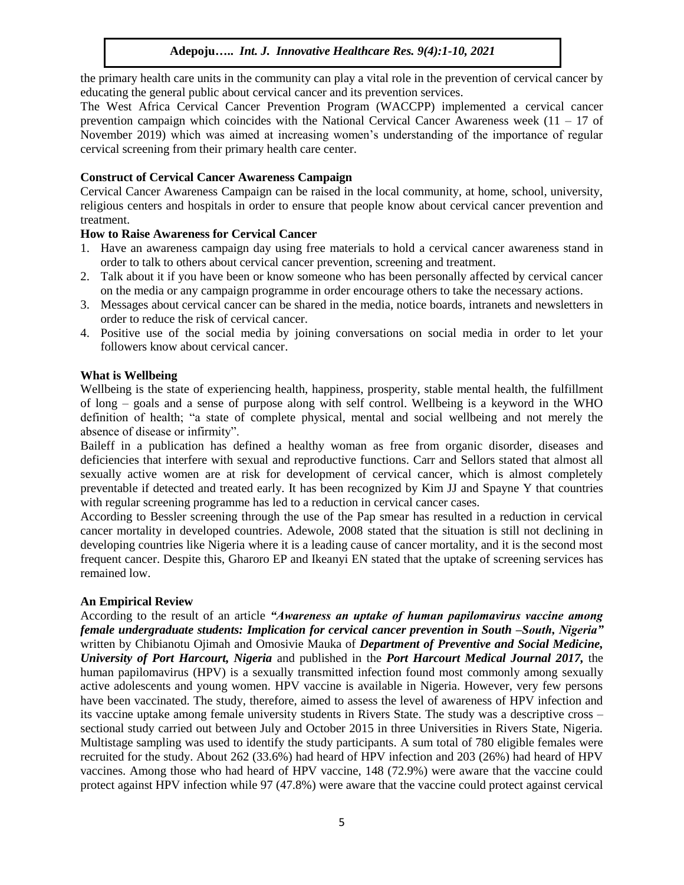the primary health care units in the community can play a vital role in the prevention of cervical cancer by educating the general public about cervical cancer and its prevention services.

The West Africa Cervical Cancer Prevention Program (WACCPP) implemented a cervical cancer prevention campaign which coincides with the National Cervical Cancer Awareness week (11 – 17 of November 2019) which was aimed at increasing women's understanding of the importance of regular cervical screening from their primary health care center.

**Construct of Cervical Cancer Awareness Campaign**

Cervical Cancer Awareness Campaign can be raised in the local community, at home, school, university, religious centers and hospitals in order to ensure that people know about cervical cancer prevention and treatment.

**How to Raise Awareness for Cervical Cancer**

1. Have an awareness campaign day using free materials to hold a cervical cancer awareness stand in order to talk to others about cervical cancer prevention, screening and treatment.
2. Talk about it if you have been or know someone who has been personally affected by cervical cancer on the media or any campaign programme in order encourage others to take the necessary actions.
3. Messages about cervical cancer can be shared in the media, notice boards, intranets and newsletters in order to reduce the risk of cervical cancer.
4. Positive use of the social media by joining conversations on social media in order to let your followers know about cervical cancer.

**What is Wellbeing**

Wellbeing is the state of experiencing health, happiness, prosperity, stable mental health, the fulfillment of long – goals and a sense of purpose along with self control. Wellbeing is a keyword in the WHO definition of health; "a state of complete physical, mental and social wellbeing and not merely the absence of disease or infirmity".

Baileff in a publication has defined a healthy woman as free from organic disorder, diseases and deficiencies that interfere with sexual and reproductive functions. Carr and Sellors stated that almost all sexually active women are at risk for development of cervical cancer, which is almost completely preventable if detected and treated early. It has been recognized by Kim JJ and Spayne Y that countries with regular screening programme has led to a reduction in cervical cancer cases.

According to Bessler screening through the use of the Pap smear has resulted in a reduction in cervical cancer mortality in developed countries. Adewole, 2008 stated that the situation is still not declining in developing countries like Nigeria where it is a leading cause of cancer mortality, and it is the second most frequent cancer. Despite this, Gharoro EP and Ikeanyi EN stated that the uptake of screening services has remained low.

**An Empirical Review**

According to the result of an article ***"Awareness an uptake of human papilomavirus vaccine among female undergraduate students: Implication for cervical cancer prevention in South –South, Nigeria"*** written by Chibianotu Ojimah and Omosivie Mauka of ***Department of Preventive and Social Medicine, University of Port Harcourt, Nigeria*** and published in the ***Port Harcourt Medical Journal 2017,*** the human papilomavirus (HPV) is a sexually transmitted infection found most commonly among sexually active adolescents and young women. HPV vaccine is available in Nigeria. However, very few persons have been vaccinated. The study, therefore, aimed to assess the level of awareness of HPV infection and its vaccine uptake among female university students in Rivers State. The study was a descriptive cross – sectional study carried out between July and October 2015 in three Universities in Rivers State, Nigeria. Multistage sampling was used to identify the study participants. A sum total of 780 eligible females were recruited for the study. About 262 (33.6%) had heard of HPV infection and 203 (26%) had heard of HPV vaccines. Among those who had heard of HPV vaccine, 148 (72.9%) were aware that the vaccine could protect against HPV infection while 97 (47.8%) were aware that the vaccine could protect against cervical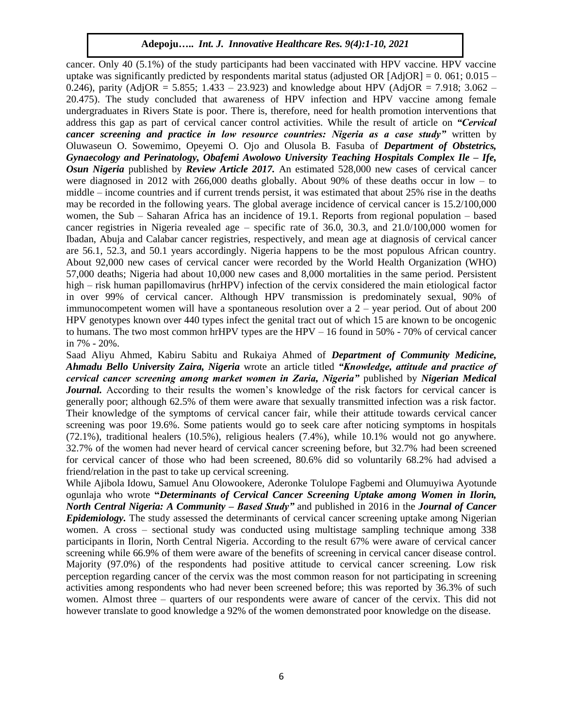cancer. Only 40 (5.1%) of the study participants had been vaccinated with HPV vaccine. HPV vaccine uptake was significantly predicted by respondents marital status (adjusted OR [AdjOR] = 0. 061; 0.015 – 0.246), parity (AdjOR = 5.855; 1.433 – 23.923) and knowledge about HPV (AdjOR = 7.918; 3.062 – 20.475). The study concluded that awareness of HPV infection and HPV vaccine among female undergraduates in Rivers State is poor. There is, therefore, need for health promotion interventions that address this gap as part of cervical cancer control activities. While the result of article on ***"Cervical cancer screening and practice in low resource countries: Nigeria as a case study"*** written by Oluwaseun O. Sowemimo, Opeyemi O. Ojo and Olusola B. Fasuba of ***Department of Obstetrics, Gynaecology and Perinatology, Obafemi Awolowo University Teaching Hospitals Complex Ile – Ife, Osun Nigeria*** published by ***Review Article 2017.*** An estimated 528,000 new cases of cervical cancer were diagnosed in 2012 with 266,000 deaths globally. About 90% of these deaths occur in low – to middle – income countries and if current trends persist, it was estimated that about 25% rise in the deaths may be recorded in the following years. The global average incidence of cervical cancer is 15.2/100,000 women, the Sub – Saharan Africa has an incidence of 19.1. Reports from regional population – based cancer registries in Nigeria revealed age – specific rate of 36.0, 30.3, and 21.0/100,000 women for Ibadan, Abuja and Calabar cancer registries, respectively, and mean age at diagnosis of cervical cancer are 56.1, 52.3, and 50.1 years accordingly. Nigeria happens to be the most populous African country. About 92,000 new cases of cervical cancer were recorded by the World Health Organization (WHO) 57,000 deaths; Nigeria had about 10,000 new cases and 8,000 mortalities in the same period. Persistent high – risk human papillomavirus (hrHPV) infection of the cervix considered the main etiological factor in over 99% of cervical cancer. Although HPV transmission is predominately sexual, 90% of immunocompetent women will have a spontaneous resolution over a 2 – year period. Out of about 200 HPV genotypes known over 440 types infect the genital tract out of which 15 are known to be oncogenic to humans. The two most common hrHPV types are the HPV – 16 found in 50% - 70% of cervical cancer in 7% - 20%.

Saad Aliyu Ahmed, Kabiru Sabitu and Rukaiya Ahmed of ***Department of Community Medicine, Ahmadu Bello University Zaira, Nigeria*** wrote an article titled ***"Knowledge, attitude and practice of cervical cancer screening among market women in Zaria, Nigeria"*** published by ***Nigerian Medical Journal.*** According to their results the women's knowledge of the risk factors for cervical cancer is generally poor; although 62.5% of them were aware that sexually transmitted infection was a risk factor. Their knowledge of the symptoms of cervical cancer fair, while their attitude towards cervical cancer screening was poor 19.6%. Some patients would go to seek care after noticing symptoms in hospitals (72.1%), traditional healers (10.5%), religious healers (7.4%), while 10.1% would not go anywhere. 32.7% of the women had never heard of cervical cancer screening before, but 32.7% had been screened for cervical cancer of those who had been screened, 80.6% did so voluntarily 68.2% had advised a friend/relation in the past to take up cervical screening.

While Ajibola Idowu, Samuel Anu Olowookere, Aderonke Tolulope Fagbemi and Olumuyiwa Ayotunde ogunlaja who wrote **"*Determinants of Cervical Cancer Screening Uptake among Women in Ilorin, North Central Nigeria: A Community – Based Study"*** and published in 2016 in the ***Journal of Cancer Epidemiology.*** The study assessed the determinants of cervical cancer screening uptake among Nigerian women. A cross – sectional study was conducted using multistage sampling technique among 338 participants in Ilorin, North Central Nigeria. According to the result 67% were aware of cervical cancer screening while 66.9% of them were aware of the benefits of screening in cervical cancer disease control. Majority (97.0%) of the respondents had positive attitude to cervical cancer screening. Low risk perception regarding cancer of the cervix was the most common reason for not participating in screening activities among respondents who had never been screened before; this was reported by 36.3% of such women. Almost three – quarters of our respondents were aware of cancer of the cervix. This did not however translate to good knowledge a 92% of the women demonstrated poor knowledge on the disease.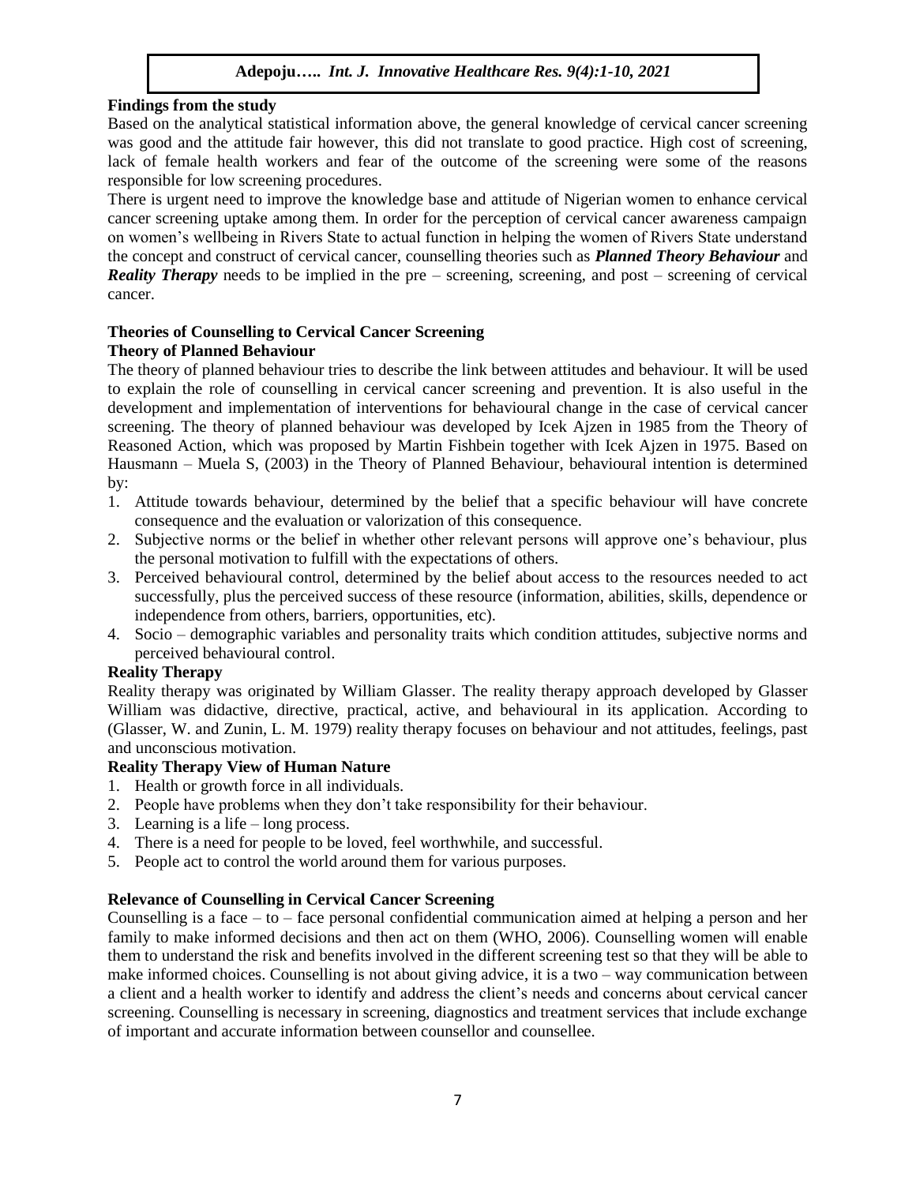## Findings from the study

Based on the analytical statistical information above, the general knowledge of cervical cancer screening was good and the attitude fair however, this did not translate to good practice. High cost of screening, lack of female health workers and fear of the outcome of the screening were some of the reasons responsible for low screening procedures.

There is urgent need to improve the knowledge base and attitude of Nigerian women to enhance cervical cancer screening uptake among them. In order for the perception of cervical cancer awareness campaign on women's wellbeing in Rivers State to actual function in helping the women of Rivers State understand the concept and construct of cervical cancer, counselling theories such as ***Planned Theory Behaviour*** and ***Reality Therapy*** needs to be implied in the pre – screening, screening, and post – screening of cervical cancer.

## Theories of Counselling to Cervical Cancer Screening

### Theory of Planned Behaviour

The theory of planned behaviour tries to describe the link between attitudes and behaviour. It will be used to explain the role of counselling in cervical cancer screening and prevention. It is also useful in the development and implementation of interventions for behavioural change in the case of cervical cancer screening. The theory of planned behaviour was developed by Icek Ajzen in 1985 from the Theory of Reasoned Action, which was proposed by Martin Fishbein together with Icek Ajzen in 1975. Based on Hausmann – Muela S, (2003) in the Theory of Planned Behaviour, behavioural intention is determined by:

1. Attitude towards behaviour, determined by the belief that a specific behaviour will have concrete consequence and the evaluation or valorization of this consequence.
2. Subjective norms or the belief in whether other relevant persons will approve one's behaviour, plus the personal motivation to fulfill with the expectations of others.
3. Perceived behavioural control, determined by the belief about access to the resources needed to act successfully, plus the perceived success of these resource (information, abilities, skills, dependence or independence from others, barriers, opportunities, etc).
4. Socio – demographic variables and personality traits which condition attitudes, subjective norms and perceived behavioural control.

### Reality Therapy

Reality therapy was originated by William Glasser. The reality therapy approach developed by Glasser William was didactive, directive, practical, active, and behavioural in its application. According to (Glasser, W. and Zunin, L. M. 1979) reality therapy focuses on behaviour and not attitudes, feelings, past and unconscious motivation.

### Reality Therapy View of Human Nature

1. Health or growth force in all individuals.
2. People have problems when they don't take responsibility for their behaviour.
3. Learning is a life – long process.
4. There is a need for people to be loved, feel worthwhile, and successful.
5. People act to control the world around them for various purposes.

## Relevance of Counselling in Cervical Cancer Screening

Counselling is a face – to – face personal confidential communication aimed at helping a person and her family to make informed decisions and then act on them (WHO, 2006). Counselling women will enable them to understand the risk and benefits involved in the different screening test so that they will be able to make informed choices. Counselling is not about giving advice, it is a two – way communication between a client and a health worker to identify and address the client's needs and concerns about cervical cancer screening. Counselling is necessary in screening, diagnostics and treatment services that include exchange of important and accurate information between counsellor and counsellee.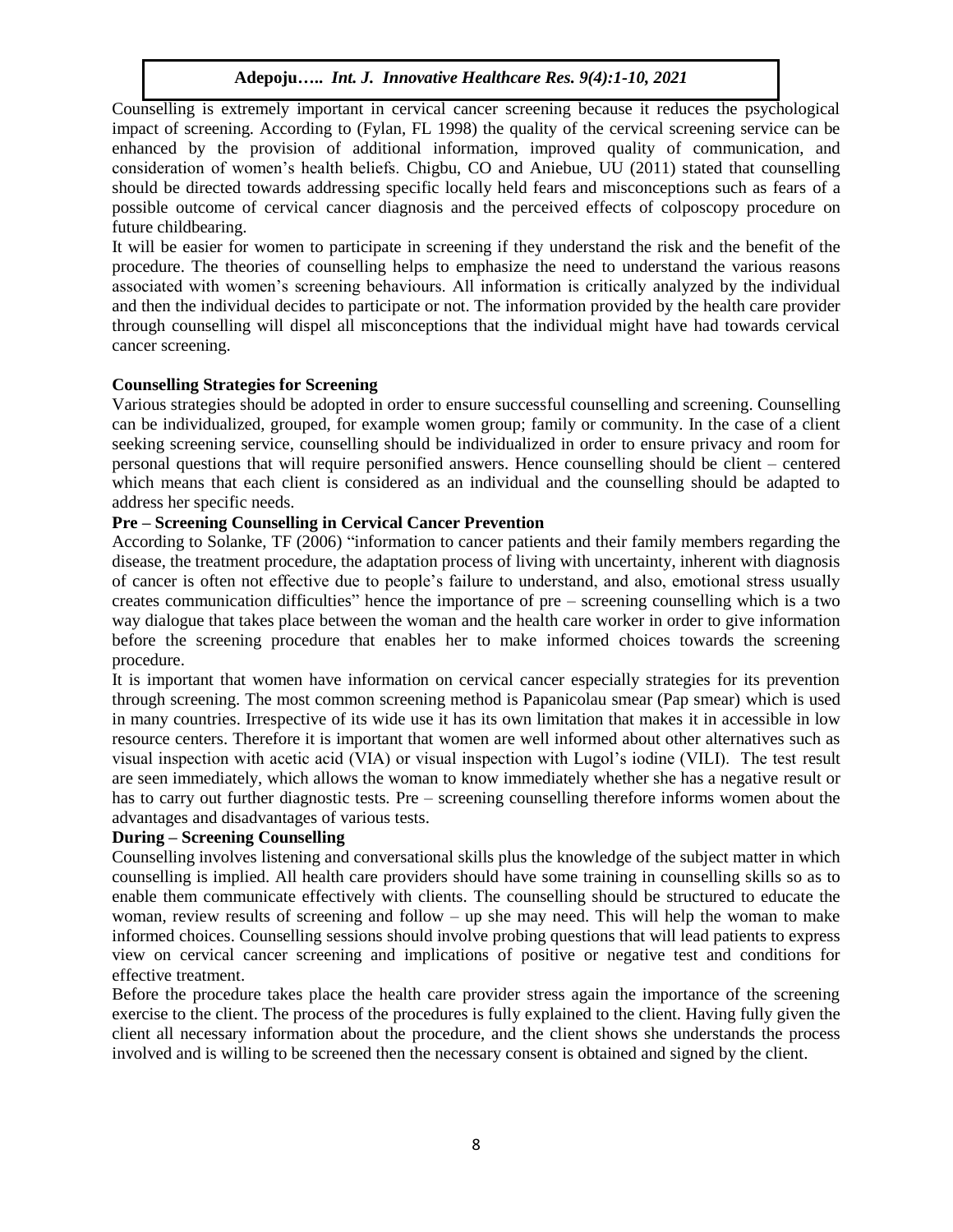Counselling is extremely important in cervical cancer screening because it reduces the psychological impact of screening. According to (Fylan, FL 1998) the quality of the cervical screening service can be enhanced by the provision of additional information, improved quality of communication, and consideration of women's health beliefs. Chigbu, CO and Aniebue, UU (2011) stated that counselling should be directed towards addressing specific locally held fears and misconceptions such as fears of a possible outcome of cervical cancer diagnosis and the perceived effects of colposcopy procedure on future childbearing.

It will be easier for women to participate in screening if they understand the risk and the benefit of the procedure. The theories of counselling helps to emphasize the need to understand the various reasons associated with women's screening behaviours. All information is critically analyzed by the individual and then the individual decides to participate or not. The information provided by the health care provider through counselling will dispel all misconceptions that the individual might have had towards cervical cancer screening.

**Counselling Strategies for Screening**

Various strategies should be adopted in order to ensure successful counselling and screening. Counselling can be individualized, grouped, for example women group; family or community. In the case of a client seeking screening service, counselling should be individualized in order to ensure privacy and room for personal questions that will require personified answers. Hence counselling should be client – centered which means that each client is considered as an individual and the counselling should be adapted to address her specific needs.

**Pre – Screening Counselling in Cervical Cancer Prevention**

According to Solanke, TF (2006) "information to cancer patients and their family members regarding the disease, the treatment procedure, the adaptation process of living with uncertainty, inherent with diagnosis of cancer is often not effective due to people's failure to understand, and also, emotional stress usually creates communication difficulties" hence the importance of pre – screening counselling which is a two way dialogue that takes place between the woman and the health care worker in order to give information before the screening procedure that enables her to make informed choices towards the screening procedure.

It is important that women have information on cervical cancer especially strategies for its prevention through screening. The most common screening method is Papanicolau smear (Pap smear) which is used in many countries. Irrespective of its wide use it has its own limitation that makes it in accessible in low resource centers. Therefore it is important that women are well informed about other alternatives such as visual inspection with acetic acid (VIA) or visual inspection with Lugol's iodine (VILI). The test result are seen immediately, which allows the woman to know immediately whether she has a negative result or has to carry out further diagnostic tests. Pre – screening counselling therefore informs women about the advantages and disadvantages of various tests.

**During – Screening Counselling**

Counselling involves listening and conversational skills plus the knowledge of the subject matter in which counselling is implied. All health care providers should have some training in counselling skills so as to enable them communicate effectively with clients. The counselling should be structured to educate the woman, review results of screening and follow – up she may need. This will help the woman to make informed choices. Counselling sessions should involve probing questions that will lead patients to express view on cervical cancer screening and implications of positive or negative test and conditions for effective treatment.

Before the procedure takes place the health care provider stress again the importance of the screening exercise to the client. The process of the procedures is fully explained to the client. Having fully given the client all necessary information about the procedure, and the client shows she understands the process involved and is willing to be screened then the necessary consent is obtained and signed by the client.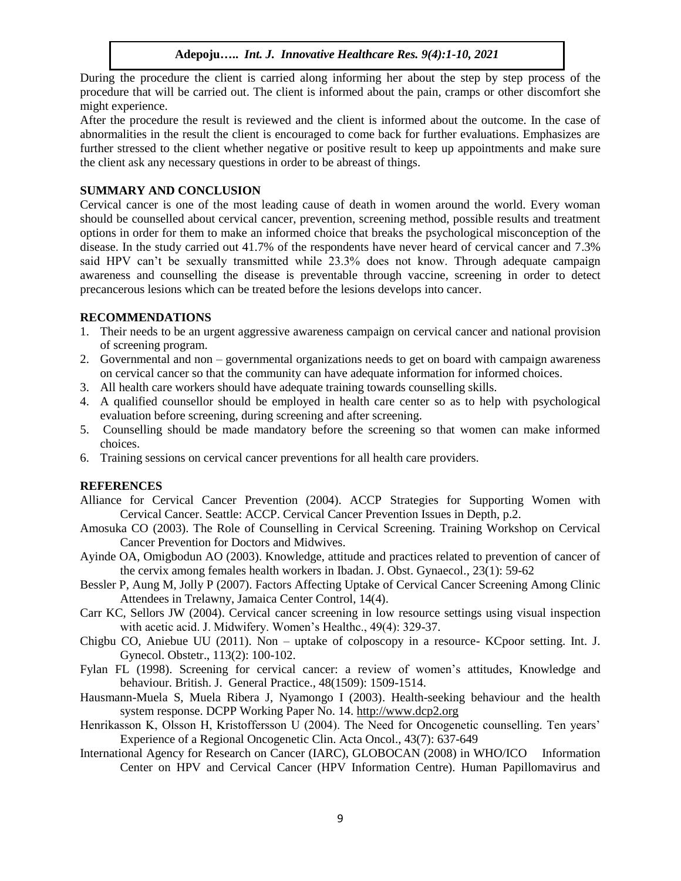During the procedure the client is carried along informing her about the step by step process of the procedure that will be carried out. The client is informed about the pain, cramps or other discomfort she might experience.

After the procedure the result is reviewed and the client is informed about the outcome. In the case of abnormalities in the result the client is encouraged to come back for further evaluations. Emphasizes are further stressed to the client whether negative or positive result to keep up appointments and make sure the client ask any necessary questions in order to be abreast of things.

## SUMMARY AND CONCLUSION

Cervical cancer is one of the most leading cause of death in women around the world. Every woman should be counselled about cervical cancer, prevention, screening method, possible results and treatment options in order for them to make an informed choice that breaks the psychological misconception of the disease. In the study carried out 41.7% of the respondents have never heard of cervical cancer and 7.3% said HPV can't be sexually transmitted while 23.3% does not know. Through adequate campaign awareness and counselling the disease is preventable through vaccine, screening in order to detect precancerous lesions which can be treated before the lesions develops into cancer.

## RECOMMENDATIONS

1. Their needs to be an urgent aggressive awareness campaign on cervical cancer and national provision of screening program.
2. Governmental and non – governmental organizations needs to get on board with campaign awareness on cervical cancer so that the community can have adequate information for informed choices.
3. All health care workers should have adequate training towards counselling skills.
4. A qualified counsellor should be employed in health care center so as to help with psychological evaluation before screening, during screening and after screening.
5. Counselling should be made mandatory before the screening so that women can make informed choices.
6. Training sessions on cervical cancer preventions for all health care providers.

## REFERENCES

Alliance for Cervical Cancer Prevention (2004). ACCP Strategies for Supporting Women with Cervical Cancer. Seattle: ACCP. Cervical Cancer Prevention Issues in Depth, p.2.

Amosuka CO (2003). The Role of Counselling in Cervical Screening. Training Workshop on Cervical Cancer Prevention for Doctors and Midwives.

Ayinde OA, Omigbodun AO (2003). Knowledge, attitude and practices related to prevention of cancer of the cervix among females health workers in Ibadan. J. Obst. Gynaecol., 23(1): 59-62

Bessler P, Aung M, Jolly P (2007). Factors Affecting Uptake of Cervical Cancer Screening Among Clinic Attendees in Trelawny, Jamaica Center Control, 14(4).

Carr KC, Sellors JW (2004). Cervical cancer screening in low resource settings using visual inspection with acetic acid. J. Midwifery. Women's Healthc., 49(4): 329-37.

Chigbu CO, Aniebue UU (2011). Non – uptake of colposcopy in a resource- KCpoor setting. Int. J. Gynecol. Obstetr., 113(2): 100-102.

Fylan FL (1998). Screening for cervical cancer: a review of women's attitudes, Knowledge and behaviour. British. J. General Practice., 48(1509): 1509-1514.

Hausmann-Muela S, Muela Ribera J, Nyamongo I (2003). Health-seeking behaviour and the health system response. DCPP Working Paper No. 14. http://www.dcp2.org

Henrikasson K, Olsson H, Kristoffersson U (2004). The Need for Oncogenetic counselling. Ten years' Experience of a Regional Oncogenetic Clin. Acta Oncol., 43(7): 637-649

International Agency for Research on Cancer (IARC), GLOBOCAN (2008) in WHO/ICO Information Center on HPV and Cervical Cancer (HPV Information Centre). Human Papillomavirus and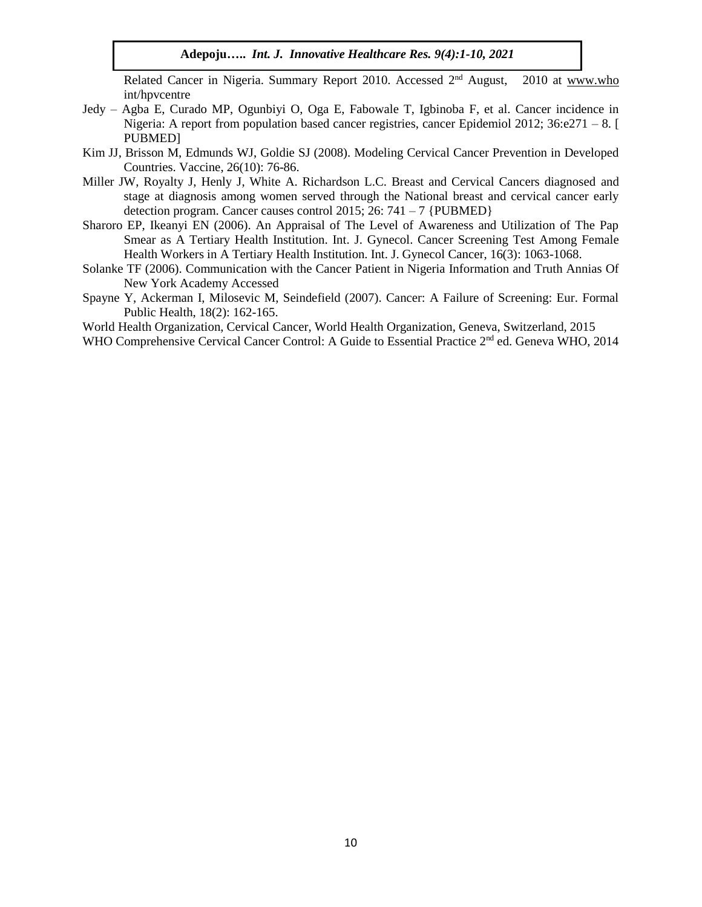Related Cancer in Nigeria. Summary Report 2010. Accessed 2nd August, 2010 at www.who int/hpvcentre

Jedy – Agba E, Curado MP, Ogunbiyi O, Oga E, Fabowale T, Igbinoba F, et al. Cancer incidence in Nigeria: A report from population based cancer registries, cancer Epidemiol 2012; 36:e271 – 8. [ PUBMED]

Kim JJ, Brisson M, Edmunds WJ, Goldie SJ (2008). Modeling Cervical Cancer Prevention in Developed Countries. Vaccine, 26(10): 76-86.

Miller JW, Royalty J, Henly J, White A. Richardson L.C. Breast and Cervical Cancers diagnosed and stage at diagnosis among women served through the National breast and cervical cancer early detection program. Cancer causes control 2015; 26: 741 – 7 {PUBMED}

Sharoro EP, Ikeanyi EN (2006). An Appraisal of The Level of Awareness and Utilization of The Pap Smear as A Tertiary Health Institution. Int. J. Gynecol. Cancer Screening Test Among Female Health Workers in A Tertiary Health Institution. Int. J. Gynecol Cancer, 16(3): 1063-1068.

Solanke TF (2006). Communication with the Cancer Patient in Nigeria Information and Truth Annias Of New York Academy Accessed

Spayne Y, Ackerman I, Milosevic M, Seindefield (2007). Cancer: A Failure of Screening: Eur. Formal Public Health, 18(2): 162-165.

World Health Organization, Cervical Cancer, World Health Organization, Geneva, Switzerland, 2015

WHO Comprehensive Cervical Cancer Control: A Guide to Essential Practice 2nd ed. Geneva WHO, 2014